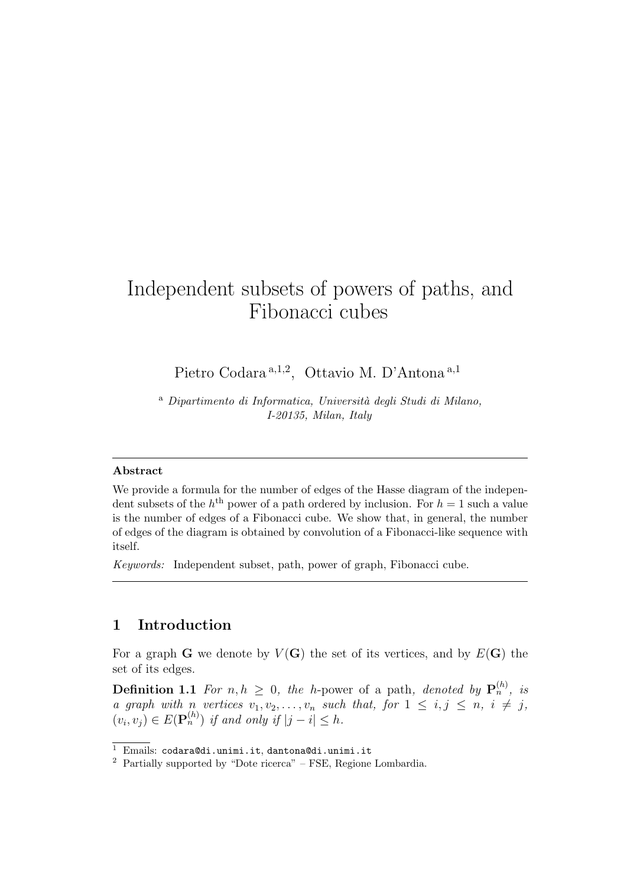# Independent subsets of powers of paths, and Fibonacci cubes

Pietro Codara [a,1,2], Ottavio M. D'Antona [a,1]

[a] *Dipartimento di Informatica, Università degli Studi di Milano, I-20135, Milan, Italy*

---

**Abstract**

We provide a formula for the number of edges of the Hasse diagram of the independent subsets of the $h^{\text{th}}$ power of a path ordered by inclusion. For $h = 1$ such a value is the number of edges of a Fibonacci cube. We show that, in general, the number of edges of the diagram is obtained by convolution of a Fibonacci-like sequence with itself.

*Keywords:* Independent subset, path, power of graph, Fibonacci cube.

---

## 1 Introduction

For a graph $\mathbf{G}$ we denote by $V(\mathbf{G})$ the set of its vertices, and by $E(\mathbf{G})$ the set of its edges.

**Definition 1.1** *For $n, h \geq 0$, the* $h$-power of a path*, denoted by $\mathbf{P}_n^{(h)}$, is a graph with $n$ vertices $v_1, v_2, \ldots, v_n$ such that, for $1 \leq i, j \leq n$, $i \neq j$, $(v_i, v_j) \in E(\mathbf{P}_n^{(h)})$ if and only if $|j - i| \leq h$.*

---

[1] Emails: `codara@di.unimi.it`, `dantona@di.unimi.it`

[2] Partially supported by "Dote ricerca" – FSE, Regione Lombardia.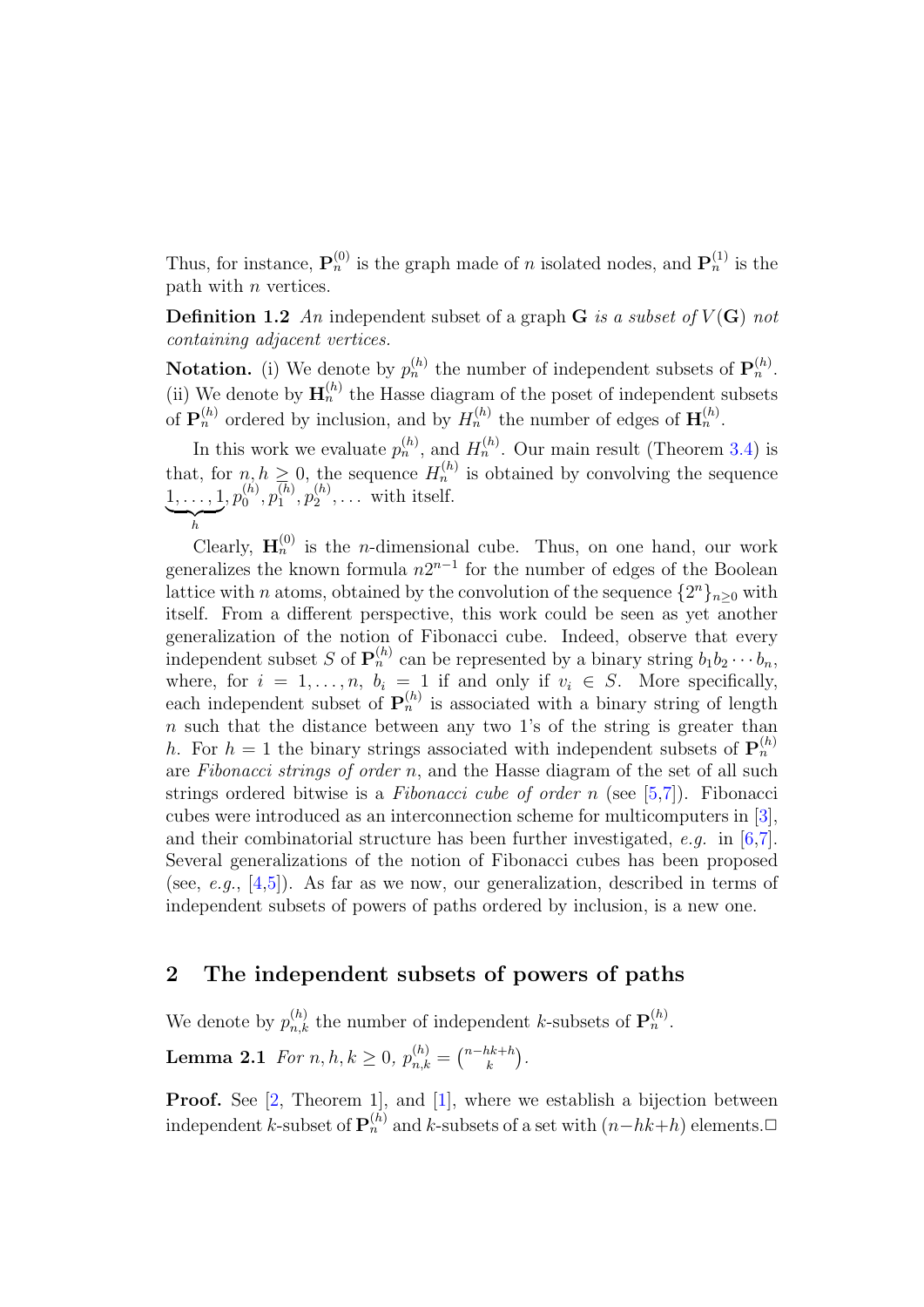Thus, for instance, $\mathbf{P}_n^{(0)}$ is the graph made of $n$ isolated nodes, and $\mathbf{P}_n^{(1)}$ is the path with $n$ vertices.

**Definition 1.2** *An* independent subset of a graph $\mathbf{G}$ *is a subset of* $V(\mathbf{G})$ *not containing adjacent vertices.*

**Notation.** (i) We denote by $p_n^{(h)}$ the number of independent subsets of $\mathbf{P}_n^{(h)}$.
(ii) We denote by $\mathbf{H}_n^{(h)}$ the Hasse diagram of the poset of independent subsets of $\mathbf{P}_n^{(h)}$ ordered by inclusion, and by $H_n^{(h)}$ the number of edges of $\mathbf{H}_n^{(h)}$.

In this work we evaluate $p_n^{(h)}$, and $H_n^{(h)}$. Our main result (Theorem 3.4) is that, for $n, h \geq 0$, the sequence $H_n^{(h)}$ is obtained by convolving the sequence $\underbrace{1, \ldots, 1}_{h}, p_0^{(h)}, p_1^{(h)}, p_2^{(h)}, \ldots$ with itself.

Clearly, $\mathbf{H}_n^{(0)}$ is the $n$-dimensional cube. Thus, on one hand, our work generalizes the known formula $n2^{n-1}$ for the number of edges of the Boolean lattice with $n$ atoms, obtained by the convolution of the sequence $\{2^n\}_{n\geq 0}$ with itself. From a different perspective, this work could be seen as yet another generalization of the notion of Fibonacci cube. Indeed, observe that every independent subset $S$ of $\mathbf{P}_n^{(h)}$ can be represented by a binary string $b_1 b_2 \cdots b_n$, where, for $i = 1, \ldots, n$, $b_i = 1$ if and only if $v_i \in S$. More specifically, each independent subset of $\mathbf{P}_n^{(h)}$ is associated with a binary string of length $n$ such that the distance between any two 1's of the string is greater than $h$. For $h = 1$ the binary strings associated with independent subsets of $\mathbf{P}_n^{(h)}$ are *Fibonacci strings of order* $n$, and the Hasse diagram of the set of all such strings ordered bitwise is a *Fibonacci cube of order* $n$ (see [5,7]). Fibonacci cubes were introduced as an interconnection scheme for multicomputers in [3], and their combinatorial structure has been further investigated, *e.g.* in [6,7]. Several generalizations of the notion of Fibonacci cubes has been proposed (see, *e.g.*, [4,5]). As far as we now, our generalization, described in terms of independent subsets of powers of paths ordered by inclusion, is a new one.

## 2 The independent subsets of powers of paths

We denote by $p_{n,k}^{(h)}$ the number of independent $k$-subsets of $\mathbf{P}_n^{(h)}$.

**Lemma 2.1** *For* $n, h, k \geq 0$, $p_{n,k}^{(h)} = \binom{n-hk+h}{k}$.

**Proof.** See [2, Theorem 1], and [1], where we establish a bijection between independent $k$-subset of $\mathbf{P}_n^{(h)}$ and $k$-subsets of a set with $(n-hk+h)$ elements.□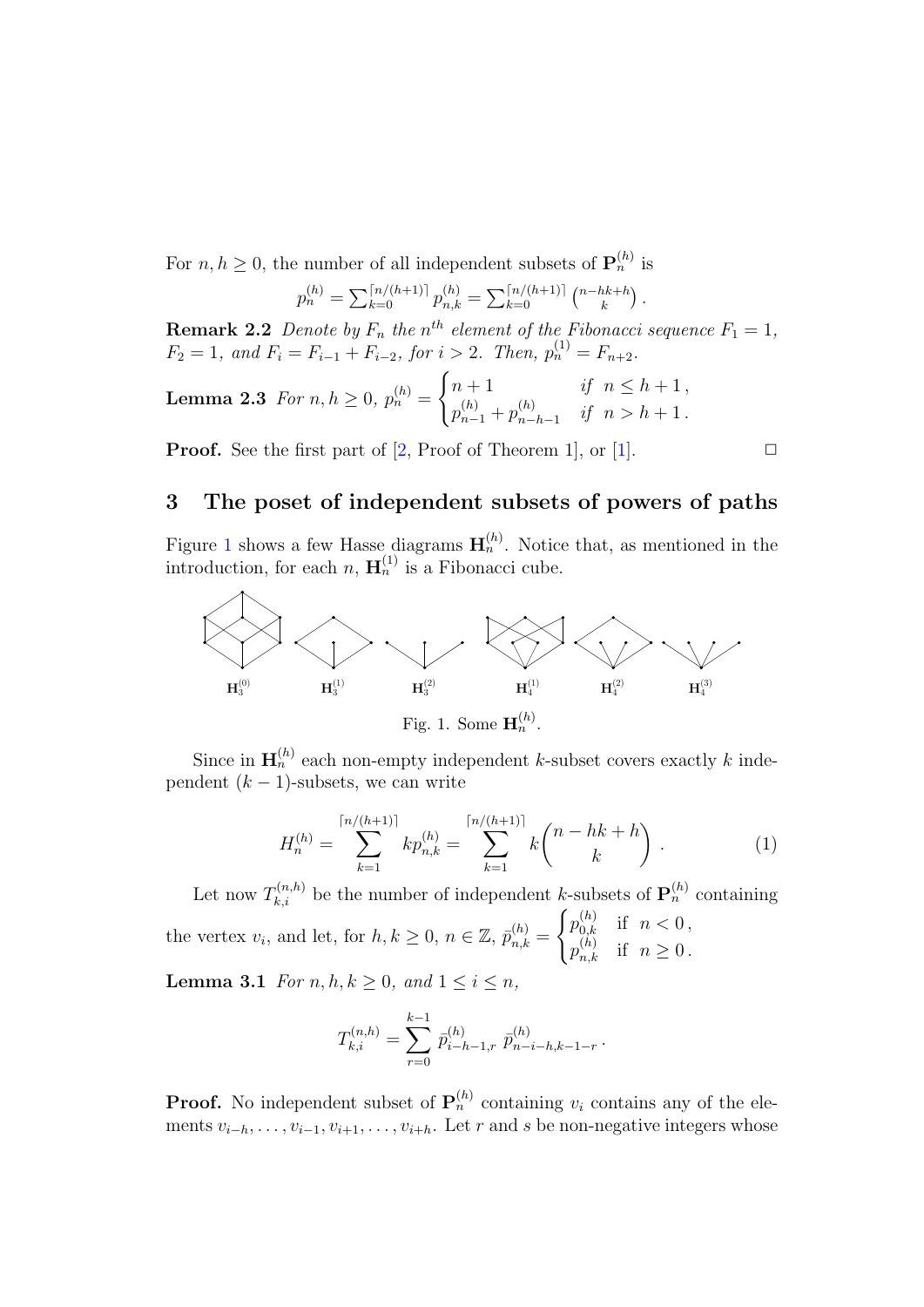For $n, h \geq 0$, the number of all independent subsets of $\mathbf{P}_n^{(h)}$ is

$$p_n^{(h)} = \sum_{k=0}^{\lceil n/(h+1) \rceil} p_{n,k}^{(h)} = \sum_{k=0}^{\lceil n/(h+1) \rceil} \binom{n-hk+h}{k}.$$

**Remark 2.2** *Denote by $F_n$ the $n^{th}$ element of the Fibonacci sequence $F_1 = 1$, $F_2 = 1$, and $F_i = F_{i-1} + F_{i-2}$, for $i > 2$. Then, $p_n^{(1)} = F_{n+2}$.*

**Lemma 2.3** *For $n, h \geq 0$,* $p_n^{(h)} = \begin{cases} n+1 & \text{if } n \leq h+1\,, \\ p_{n-1}^{(h)} + p_{n-h-1}^{(h)} & \text{if } n > h+1\,. \end{cases}$

**Proof.** See the first part of [2, Proof of Theorem 1], or [1]. □

## 3 The poset of independent subsets of powers of paths

Figure 1 shows a few Hasse diagrams $\mathbf{H}_n^{(h)}$. Notice that, as mentioned in the introduction, for each $n$, $\mathbf{H}_n^{(1)}$ is a Fibonacci cube.

$\mathbf{H}_3^{(0)}$ $\mathbf{H}_3^{(1)}$ $\mathbf{H}_3^{(2)}$ $\mathbf{H}_4^{(1)}$ $\mathbf{H}_4^{(2)}$ $\mathbf{H}_4^{(3)}$

Fig. 1. Some $\mathbf{H}_n^{(h)}$.

Since in $\mathbf{H}_n^{(h)}$ each non-empty independent $k$-subset covers exactly $k$ independent $(k-1)$-subsets, we can write

$$H_n^{(h)} = \sum_{k=1}^{\lceil n/(h+1) \rceil} k p_{n,k}^{(h)} = \sum_{k=1}^{\lceil n/(h+1) \rceil} k \binom{n-hk+h}{k}. \tag{1}$$

Let now $T_{k,i}^{(n,h)}$ be the number of independent $k$-subsets of $\mathbf{P}_n^{(h)}$ containing the vertex $v_i$, and let, for $h, k \geq 0$, $n \in \mathbb{Z}$, $\bar{p}_{n,k}^{(h)} = \begin{cases} p_{0,k}^{(h)} & \text{if } n < 0\,, \\ p_{n,k}^{(h)} & \text{if } n \geq 0\,. \end{cases}$

**Lemma 3.1** *For $n, h, k \geq 0$, and $1 \leq i \leq n$,*

$$T_{k,i}^{(n,h)} = \sum_{r=0}^{k-1} \bar{p}_{i-h-1,r}^{(h)}\ \bar{p}_{n-i-h,k-1-r}^{(h)}\,.$$

**Proof.** No independent subset of $\mathbf{P}_n^{(h)}$ containing $v_i$ contains any of the elements $v_{i-h}, \ldots, v_{i-1}, v_{i+1}, \ldots, v_{i+h}$. Let $r$ and $s$ be non-negative integers whose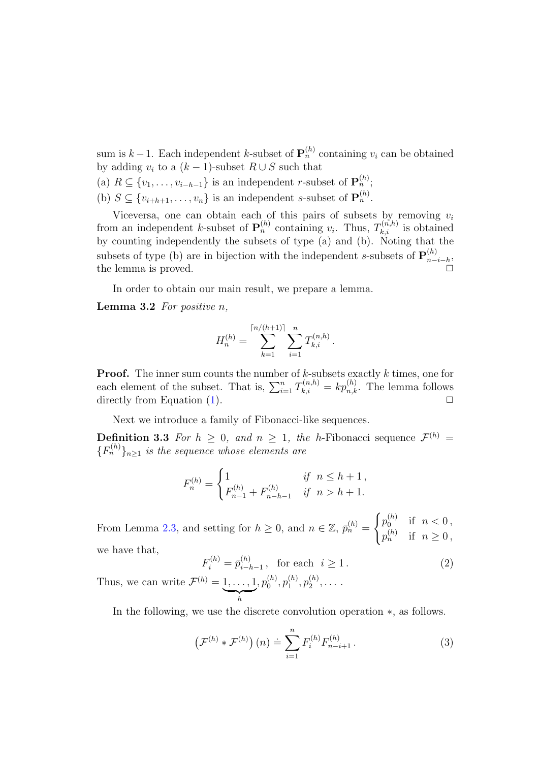sum is $k-1$. Each independent $k$-subset of $\mathbf{P}_n^{(h)}$ containing $v_i$ can be obtained by adding $v_i$ to a $(k-1)$-subset $R \cup S$ such that

(a) $R \subseteq \{v_1, \ldots, v_{i-h-1}\}$ is an independent $r$-subset of $\mathbf{P}_n^{(h)}$;

(b) $S \subseteq \{v_{i+h+1}, \ldots, v_n\}$ is an independent $s$-subset of $\mathbf{P}_n^{(h)}$.

Viceversa, one can obtain each of this pairs of subsets by removing $v_i$ from an independent $k$-subset of $\mathbf{P}_n^{(h)}$ containing $v_i$. Thus, $T_{k,i}^{(n,h)}$ is obtained by counting independently the subsets of type (a) and (b). Noting that the subsets of type (b) are in bijection with the independent $s$-subsets of $\mathbf{P}_{n-i-h}^{(h)}$, the lemma is proved. □

In order to obtain our main result, we prepare a lemma.

**Lemma 3.2** *For positive n,*

$$H_n^{(h)} = \sum_{k=1}^{\lceil n/(h+1) \rceil} \sum_{i=1}^{n} T_{k,i}^{(n,h)} .$$

**Proof.** The inner sum counts the number of $k$-subsets exactly $k$ times, one for each element of the subset. That is, $\sum_{i=1}^{n} T_{k,i}^{(n,h)} = k p_{n,k}^{(h)}$. The lemma follows directly from Equation (1). □

Next we introduce a family of Fibonacci-like sequences.

**Definition 3.3** *For $h \geq 0$, and $n \geq 1$, the* $h$-Fibonacci sequence $\mathcal{F}^{(h)} = \{F_n^{(h)}\}_{n \geq 1}$ *is the sequence whose elements are*

$$F_n^{(h)} = \begin{cases} 1 & \text{if } \ n \leq h+1\,, \\ F_{n-1}^{(h)} + F_{n-h-1}^{(h)} & \text{if } \ n > h+1. \end{cases}$$

From Lemma 2.3, and setting for $h \geq 0$, and $n \in \mathbb{Z}$, $\bar{p}_n^{(h)} = \begin{cases} p_0^{(h)} & \text{if } \ n < 0\,, \\ p_n^{(h)} & \text{if } \ n \geq 0\,, \end{cases}$ we have that,

$$F_i^{(h)} = \bar{p}_{i-h-1}^{(h)}\,, \quad \text{for each} \quad i \geq 1\,. \tag{2}$$

Thus, we can write $\mathcal{F}^{(h)} = \underbrace{1, \ldots, 1}_{h}, p_0^{(h)}, p_1^{(h)}, p_2^{(h)}, \ldots$ .

In the following, we use the discrete convolution operation $*$, as follows.

$$\left(\mathcal{F}^{(h)} * \mathcal{F}^{(h)}\right)(n) \doteq \sum_{i=1}^{n} F_i^{(h)} F_{n-i+1}^{(h)} . \tag{3}$$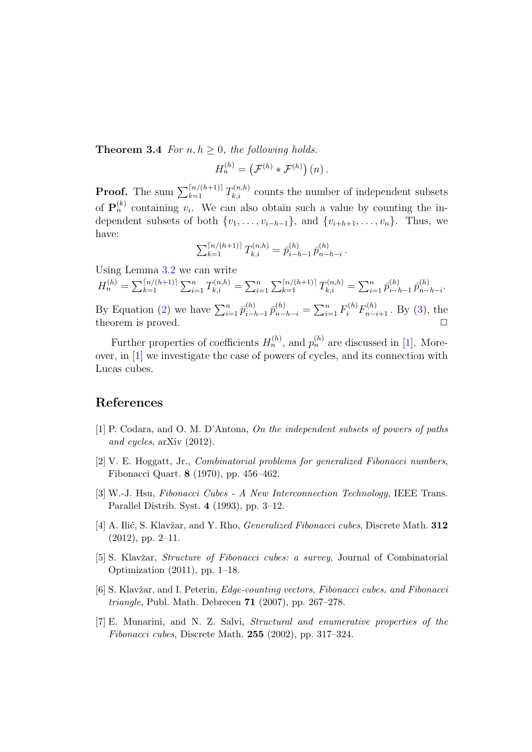**Theorem 3.4** *For $n, h \geq 0$, the following holds.*

$$H_n^{(h)} = \left(\mathcal{F}^{(h)} * \mathcal{F}^{(h)}\right)(n) .$$

**Proof.** The sum $\sum_{k=1}^{\lceil n/(h+1)\rceil} T_{k,i}^{(n,h)}$ counts the number of independent subsets of $\mathbf{P}_n^{(k)}$ containing $v_i$. We can also obtain such a value by counting the independent subsets of both $\{v_1, \ldots, v_{i-h-1}\}$, and $\{v_{i+h+1}, \ldots, v_n\}$. Thus, we have:

$$\sum_{k=1}^{\lceil n/(h+1)\rceil} T_{k,i}^{(n,h)} = \bar{p}_{i-h-1}^{(h)}\, \bar{p}_{n-h-i}^{(h)} .$$

Using Lemma 3.2 we can write

$$H_n^{(h)} = \sum_{k=1}^{\lceil n/(h+1)\rceil} \sum_{i=1}^{n} T_{k,i}^{(n,h)} = \sum_{i=1}^{n} \sum_{k=1}^{\lceil n/(h+1)\rceil} T_{k,i}^{(n,h)} = \sum_{i=1}^{n} \bar{p}_{i-h-1}^{(h)}\, \bar{p}_{n-h-i}^{(h)}.$$

By Equation (2) we have $\sum_{i=1}^{n} \bar{p}_{i-h-1}^{(h)}\, \bar{p}_{n-h-i}^{(h)} = \sum_{i=1}^{n} F_i^{(h)} F_{n-i+1}^{(h)}$. By (3), the theorem is proved. ☐

Further properties of coefficients $H_n^{(h)}$, and $p_n^{(h)}$ are discussed in [1]. Moreover, in [1] we investigate the case of powers of cycles, and its connection with Lucas cubes.

## References

[1] P. Codara, and O. M. D'Antona, *On the independent subsets of powers of paths and cycles*, arXiv (2012).

[2] V. E. Hoggatt, Jr., *Combinatorial problems for generalized Fibonacci numbers*, Fibonacci Quart. **8** (1970), pp. 456–462.

[3] W.-J. Hsu, *Fibonacci Cubes - A New Interconnection Technology*, IEEE Trans. Parallel Distrib. Syst. **4** (1993), pp. 3–12.

[4] A. Ilić, S. Klavžar, and Y. Rho, *Generalized Fibonacci cubes*, Discrete Math. **312** (2012), pp. 2–11.

[5] S. Klavžar, *Structure of Fibonacci cubes: a survey*, Journal of Combinatorial Optimization (2011), pp. 1–18.

[6] S. Klavžar, and I. Peterin, *Edge-counting vectors, Fibonacci cubes, and Fibonacci triangle*, Publ. Math. Debrecen **71** (2007), pp. 267–278.

[7] E. Munarini, and N. Z. Salvi, *Structural and enumerative properties of the Fibonacci cubes*, Discrete Math. **255** (2002), pp. 317–324.